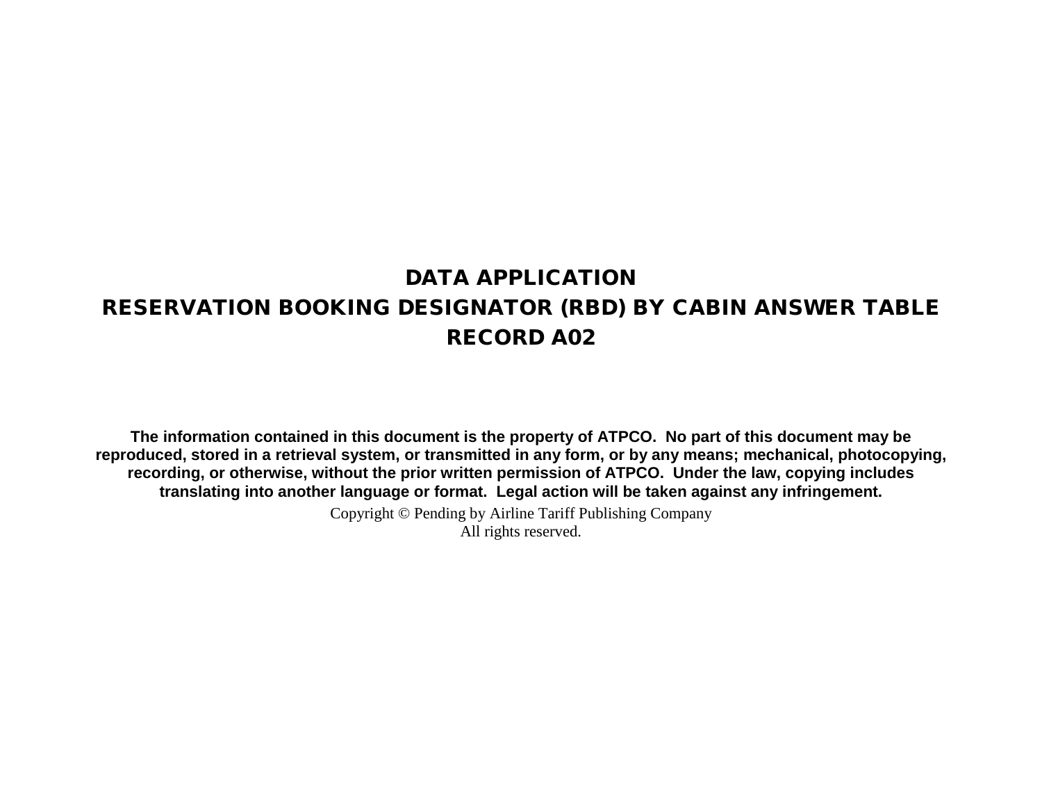# DATA APPLICATION

# RESERVATION BOOKING DESIGNATOR (RBD) BY CABIN ANSWER TABLE

# RECORD A02

**The information contained in this document is the property of ATPCO. No part of this document may be reproduced, stored in a retrieval system, or transmitted in any form, or by any means; mechanical, photocopying, recording, or otherwise, without the prior written permission of ATPCO. Under the law, copying includes translating into another language or format. Legal action will be taken against any infringement.**

Copyright © Pending by Airline Tariff Publishing Company
All rights reserved.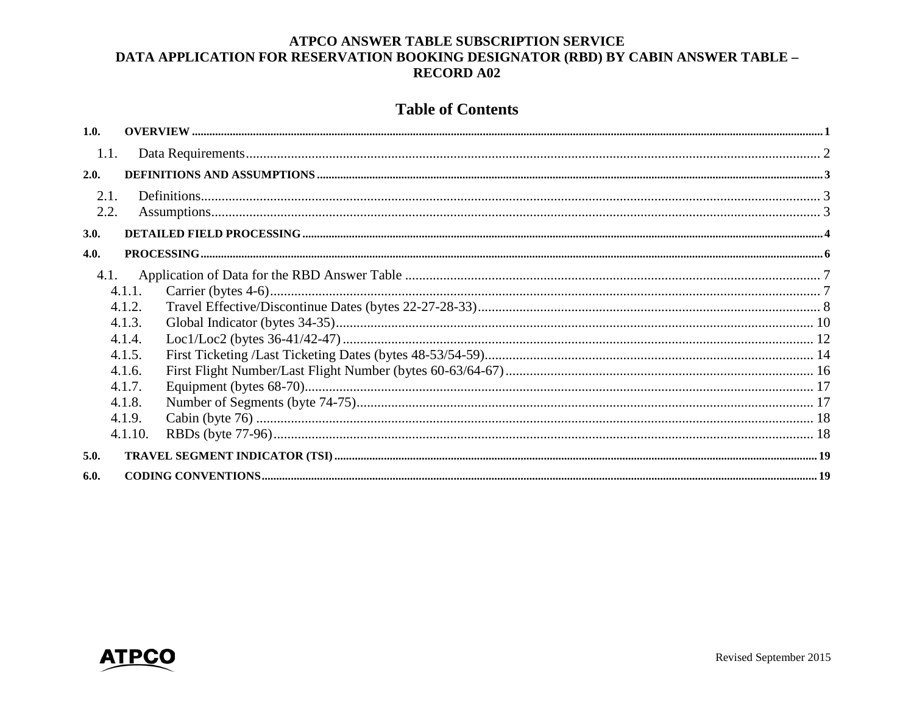**ATPCO ANSWER TABLE SUBSCRIPTION SERVICE**
**DATA APPLICATION FOR RESERVATION BOOKING DESIGNATOR (RBD) BY CABIN ANSWER TABLE – RECORD A02**

## Table of Contents

- **1.0. OVERVIEW** ..... 1
  - 1.1. Data Requirements ..... 2
- **2.0. DEFINITIONS AND ASSUMPTIONS** ..... 3
  - 2.1. Definitions ..... 3
  - 2.2. Assumptions ..... 3
- **3.0. DETAILED FIELD PROCESSING** ..... 4
- **4.0. PROCESSING** ..... 6
  - 4.1. Application of Data for the RBD Answer Table ..... 7
    - 4.1.1. Carrier (bytes 4-6) ..... 7
    - 4.1.2. Travel Effective/Discontinue Dates (bytes 22-27-28-33) ..... 8
    - 4.1.3. Global Indicator (bytes 34-35) ..... 10
    - 4.1.4. Loc1/Loc2 (bytes 36-41/42-47) ..... 12
    - 4.1.5. First Ticketing /Last Ticketing Dates (bytes 48-53/54-59) ..... 14
    - 4.1.6. First Flight Number/Last Flight Number (bytes 60-63/64-67) ..... 16
    - 4.1.7. Equipment (bytes 68-70) ..... 17
    - 4.1.8. Number of Segments (byte 74-75) ..... 17
    - 4.1.9. Cabin (byte 76) ..... 18
    - 4.1.10. RBDs (byte 77-96) ..... 18
- **5.0. TRAVEL SEGMENT INDICATOR (TSI)** ..... 19
- **6.0. CODING CONVENTIONS** ..... 19

Revised September 2015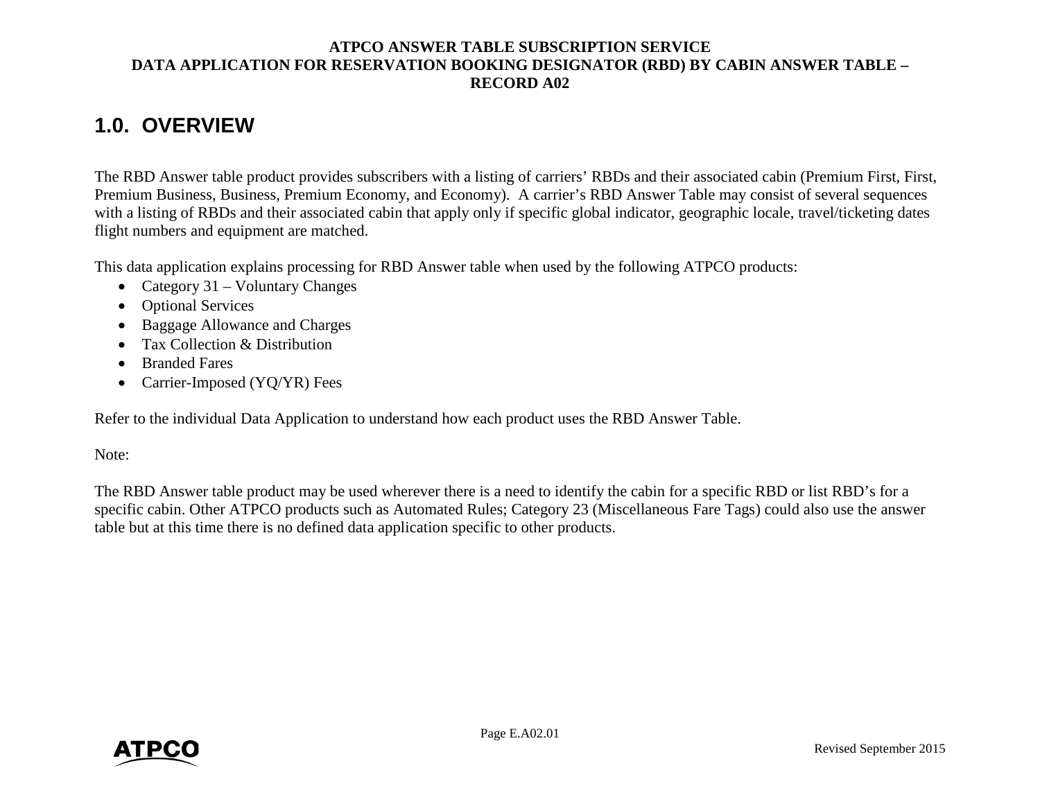# 1.0. OVERVIEW

The RBD Answer table product provides subscribers with a listing of carriers' RBDs and their associated cabin (Premium First, First, Premium Business, Business, Premium Economy, and Economy). A carrier's RBD Answer Table may consist of several sequences with a listing of RBDs and their associated cabin that apply only if specific global indicator, geographic locale, travel/ticketing dates flight numbers and equipment are matched.

This data application explains processing for RBD Answer table when used by the following ATPCO products:

- Category 31 – Voluntary Changes
- Optional Services
- Baggage Allowance and Charges
- Tax Collection & Distribution
- Branded Fares
- Carrier-Imposed (YQ/YR) Fees

Refer to the individual Data Application to understand how each product uses the RBD Answer Table.

Note:

The RBD Answer table product may be used wherever there is a need to identify the cabin for a specific RBD or list RBD's for a specific cabin. Other ATPCO products such as Automated Rules; Category 23 (Miscellaneous Fare Tags) could also use the answer table but at this time there is no defined data application specific to other products.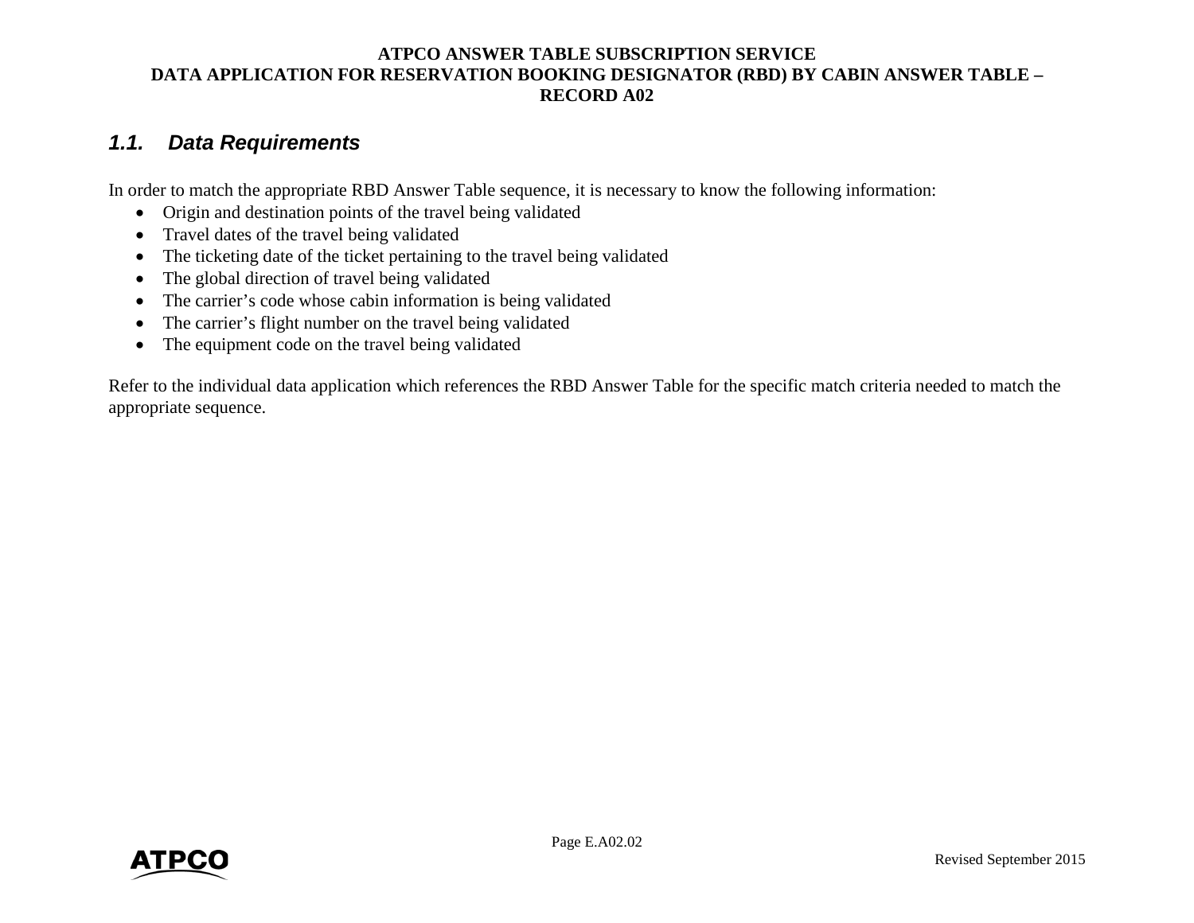## 1.1. Data Requirements

In order to match the appropriate RBD Answer Table sequence, it is necessary to know the following information:

- Origin and destination points of the travel being validated
- Travel dates of the travel being validated
- The ticketing date of the ticket pertaining to the travel being validated
- The global direction of travel being validated
- The carrier's code whose cabin information is being validated
- The carrier's flight number on the travel being validated
- The equipment code on the travel being validated

Refer to the individual data application which references the RBD Answer Table for the specific match criteria needed to match the appropriate sequence.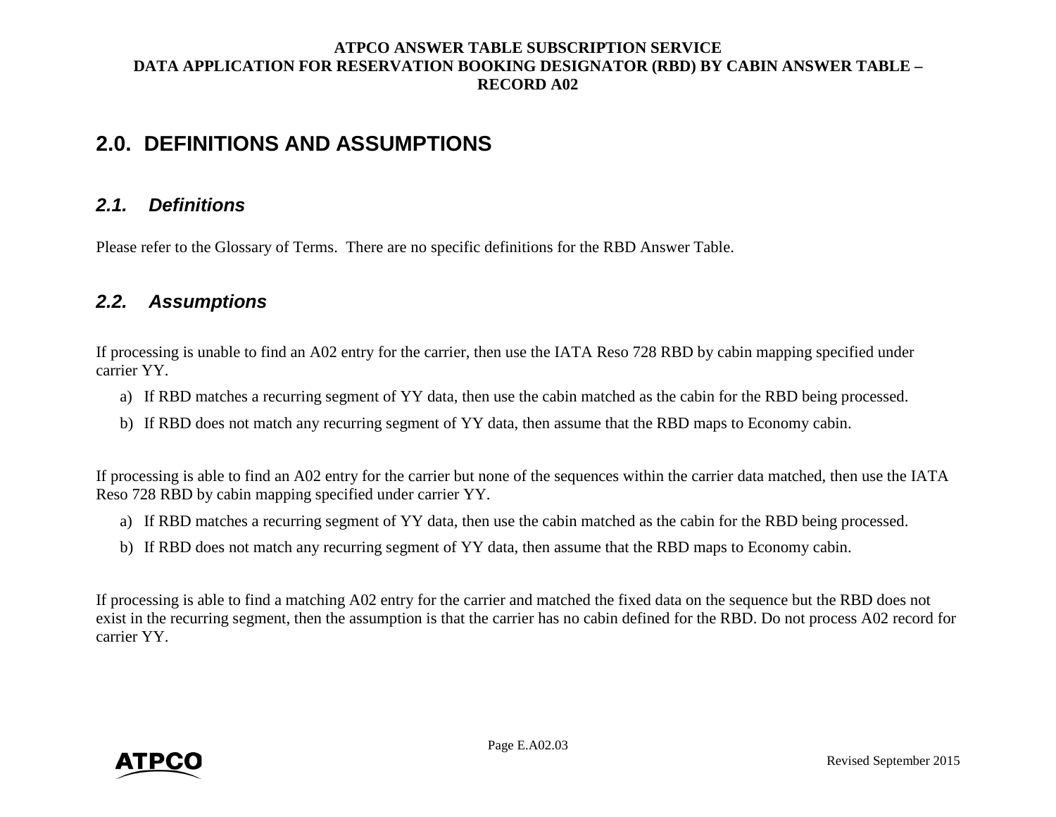## 2.0. DEFINITIONS AND ASSUMPTIONS

### *2.1. Definitions*

Please refer to the Glossary of Terms. There are no specific definitions for the RBD Answer Table.

### *2.2. Assumptions*

If processing is unable to find an A02 entry for the carrier, then use the IATA Reso 728 RBD by cabin mapping specified under carrier YY.

a) If RBD matches a recurring segment of YY data, then use the cabin matched as the cabin for the RBD being processed.

b) If RBD does not match any recurring segment of YY data, then assume that the RBD maps to Economy cabin.

If processing is able to find an A02 entry for the carrier but none of the sequences within the carrier data matched, then use the IATA Reso 728 RBD by cabin mapping specified under carrier YY.

a) If RBD matches a recurring segment of YY data, then use the cabin matched as the cabin for the RBD being processed.

b) If RBD does not match any recurring segment of YY data, then assume that the RBD maps to Economy cabin.

If processing is able to find a matching A02 entry for the carrier and matched the fixed data on the sequence but the RBD does not exist in the recurring segment, then the assumption is that the carrier has no cabin defined for the RBD. Do not process A02 record for carrier YY.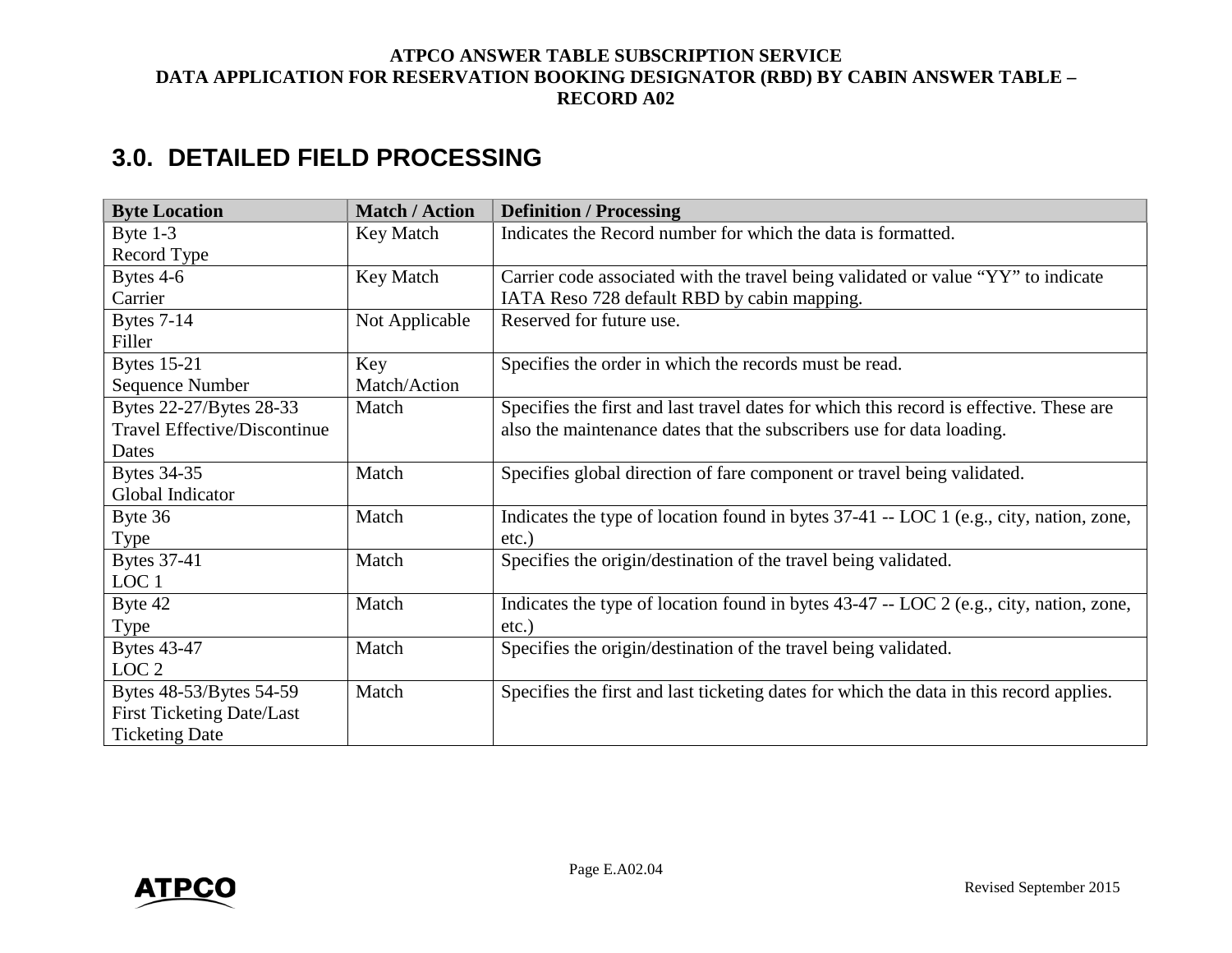## 3.0. DETAILED FIELD PROCESSING

| Byte Location | Match / Action | Definition / Processing |
|---|---|---|
| Byte 1-3<br>Record Type | Key Match | Indicates the Record number for which the data is formatted. |
| Bytes 4-6<br>Carrier | Key Match | Carrier code associated with the travel being validated or value "YY" to indicate IATA Reso 728 default RBD by cabin mapping. |
| Bytes 7-14<br>Filler | Not Applicable | Reserved for future use. |
| Bytes 15-21<br>Sequence Number | Key Match/Action | Specifies the order in which the records must be read. |
| Bytes 22-27/Bytes 28-33<br>Travel Effective/Discontinue Dates | Match | Specifies the first and last travel dates for which this record is effective. These are also the maintenance dates that the subscribers use for data loading. |
| Bytes 34-35<br>Global Indicator | Match | Specifies global direction of fare component or travel being validated. |
| Byte 36<br>Type | Match | Indicates the type of location found in bytes 37-41 -- LOC 1 (e.g., city, nation, zone, etc.) |
| Bytes 37-41<br>LOC 1 | Match | Specifies the origin/destination of the travel being validated. |
| Byte 42<br>Type | Match | Indicates the type of location found in bytes 43-47 -- LOC 2 (e.g., city, nation, zone, etc.) |
| Bytes 43-47<br>LOC 2 | Match | Specifies the origin/destination of the travel being validated. |
| Bytes 48-53/Bytes 54-59<br>First Ticketing Date/Last Ticketing Date | Match | Specifies the first and last ticketing dates for which the data in this record applies. |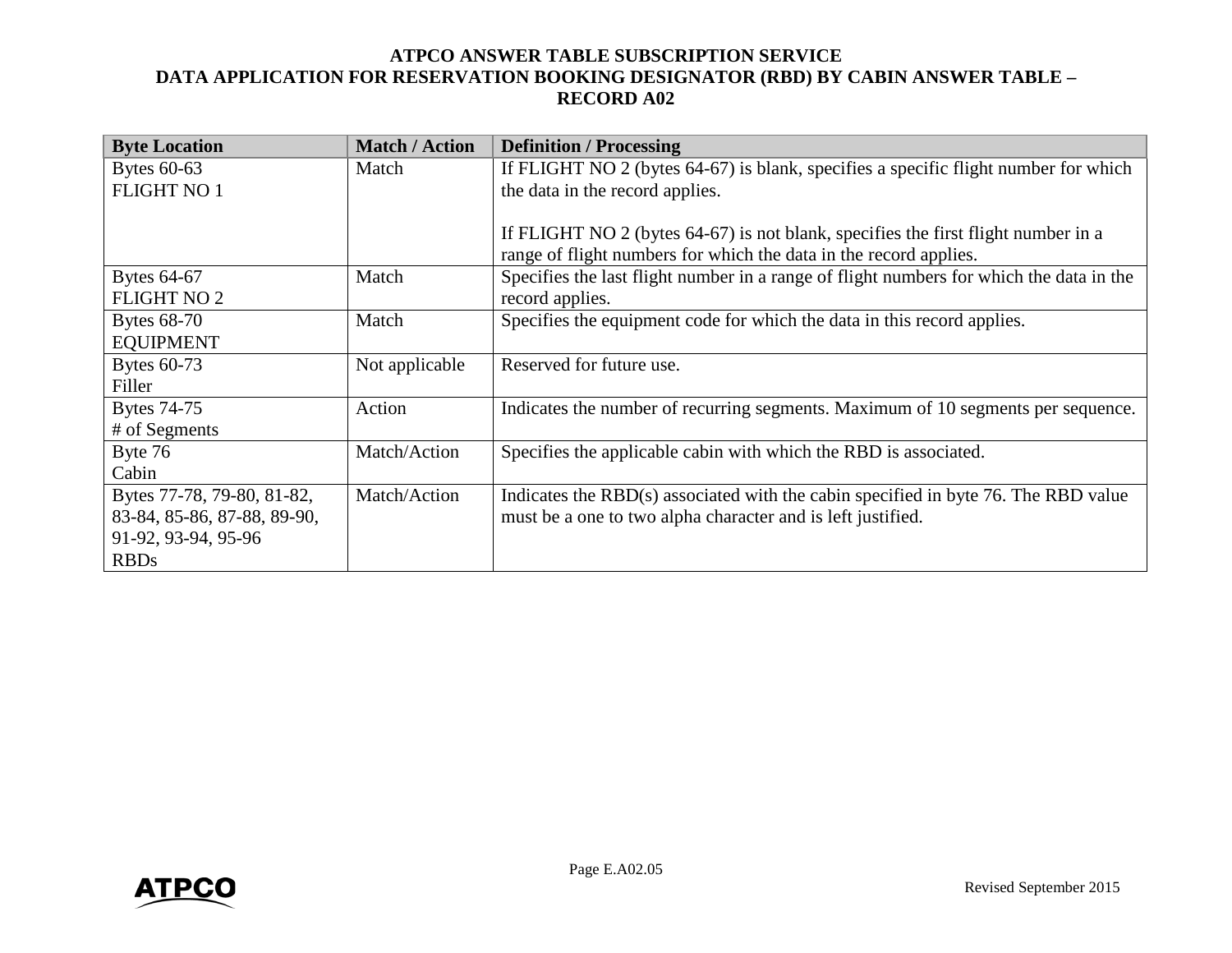| Byte Location | Match / Action | Definition / Processing |
|---|---|---|
| Bytes 60-63<br>FLIGHT NO 1 | Match | If FLIGHT NO 2 (bytes 64-67) is blank, specifies a specific flight number for which the data in the record applies.<br><br>If FLIGHT NO 2 (bytes 64-67) is not blank, specifies the first flight number in a range of flight numbers for which the data in the record applies. |
| Bytes 64-67<br>FLIGHT NO 2 | Match | Specifies the last flight number in a range of flight numbers for which the data in the record applies. |
| Bytes 68-70<br>EQUIPMENT | Match | Specifies the equipment code for which the data in this record applies. |
| Bytes 60-73<br>Filler | Not applicable | Reserved for future use. |
| Bytes 74-75<br># of Segments | Action | Indicates the number of recurring segments. Maximum of 10 segments per sequence. |
| Byte 76<br>Cabin | Match/Action | Specifies the applicable cabin with which the RBD is associated. |
| Bytes 77-78, 79-80, 81-82, 83-84, 85-86, 87-88, 89-90, 91-92, 93-94, 95-96<br>RBDs | Match/Action | Indicates the RBD(s) associated with the cabin specified in byte 76. The RBD value must be a one to two alpha character and is left justified. |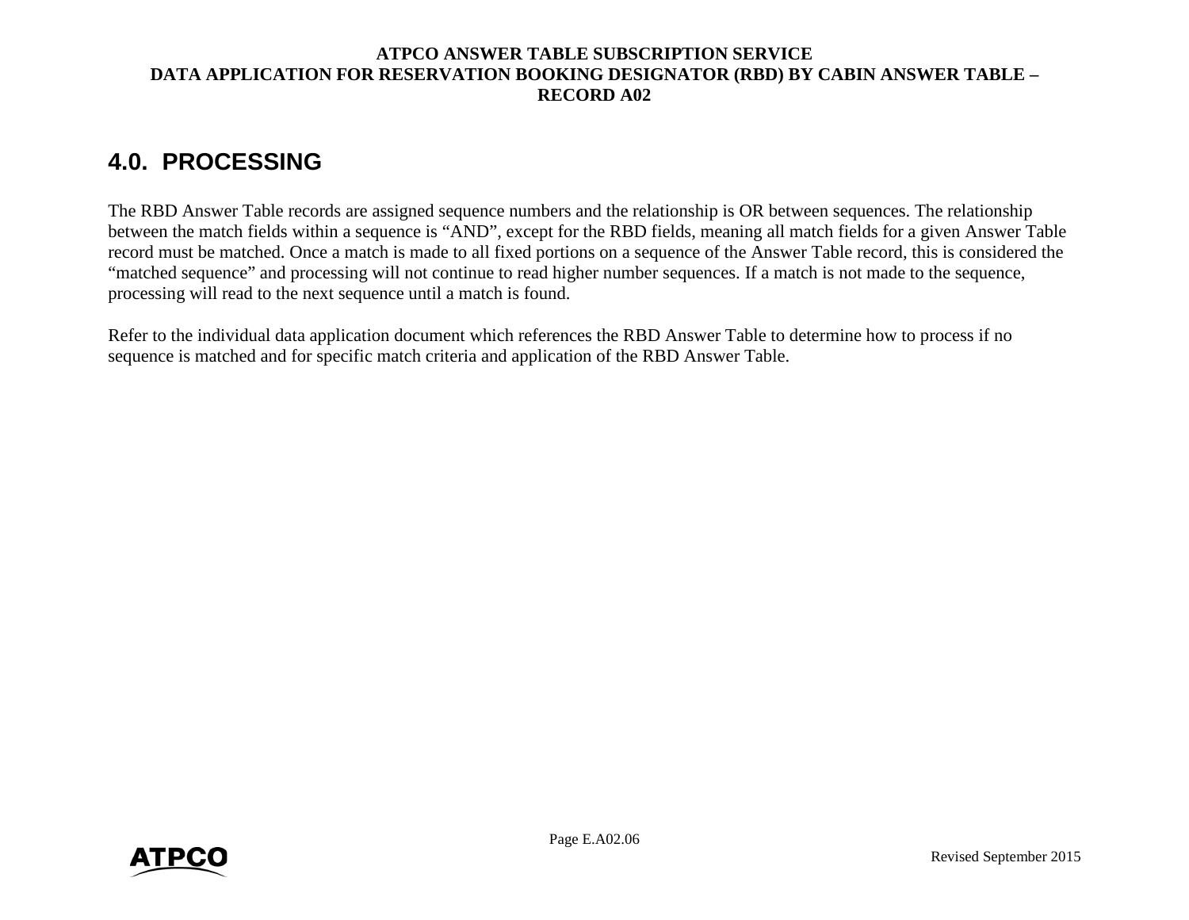## 4.0. PROCESSING

The RBD Answer Table records are assigned sequence numbers and the relationship is OR between sequences. The relationship between the match fields within a sequence is “AND”, except for the RBD fields, meaning all match fields for a given Answer Table record must be matched. Once a match is made to all fixed portions on a sequence of the Answer Table record, this is considered the “matched sequence” and processing will not continue to read higher number sequences. If a match is not made to the sequence, processing will read to the next sequence until a match is found.

Refer to the individual data application document which references the RBD Answer Table to determine how to process if no sequence is matched and for specific match criteria and application of the RBD Answer Table.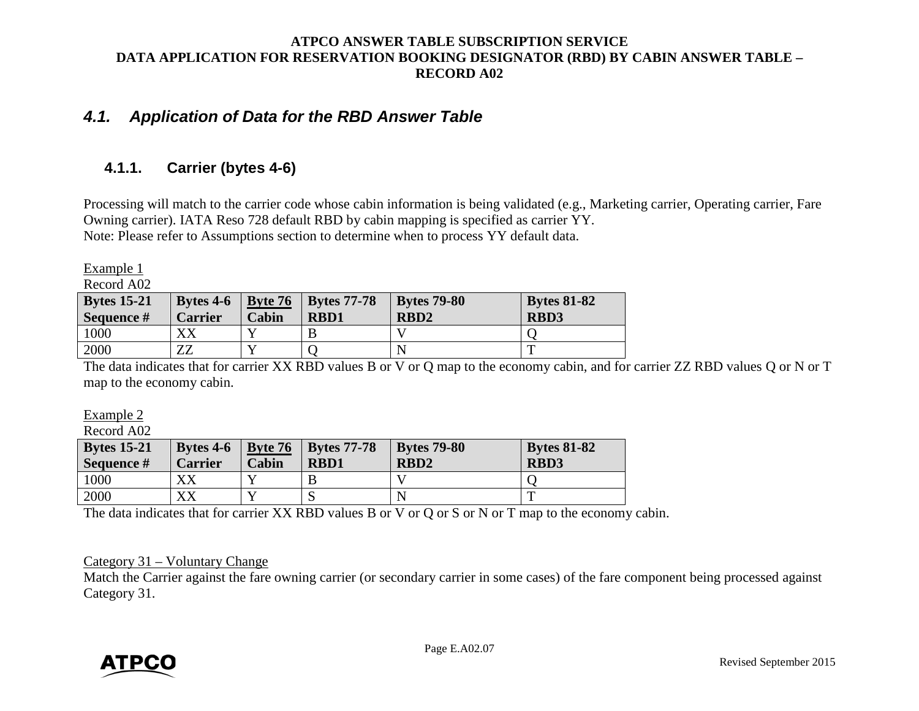## 4.1. *Application of Data for the RBD Answer Table*

### 4.1.1. Carrier (bytes 4-6)

Processing will match to the carrier code whose cabin information is being validated (e.g., Marketing carrier, Operating carrier, Fare Owning carrier). IATA Reso 728 default RBD by cabin mapping is specified as carrier YY.
Note: Please refer to Assumptions section to determine when to process YY default data.

Example 1
Record A02

| Bytes 15-21 Sequence # | Bytes 4-6 Carrier | Byte 76 Cabin | Bytes 77-78 RBD1 | Bytes 79-80 RBD2 | Bytes 81-82 RBD3 |
|---|---|---|---|---|---|
| 1000 | XX | Y | B | V | Q |
| 2000 | ZZ | Y | Q | N | T |

The data indicates that for carrier XX RBD values B or V or Q map to the economy cabin, and for carrier ZZ RBD values Q or N or T map to the economy cabin.

Example 2
Record A02

| Bytes 15-21 Sequence # | Bytes 4-6 Carrier | Byte 76 Cabin | Bytes 77-78 RBD1 | Bytes 79-80 RBD2 | Bytes 81-82 RBD3 |
|---|---|---|---|---|---|
| 1000 | XX | Y | B | V | Q |
| 2000 | XX | Y | S | N | T |

The data indicates that for carrier XX RBD values B or V or Q or S or N or T map to the economy cabin.

Category 31 – Voluntary Change
Match the Carrier against the fare owning carrier (or secondary carrier in some cases) of the fare component being processed against Category 31.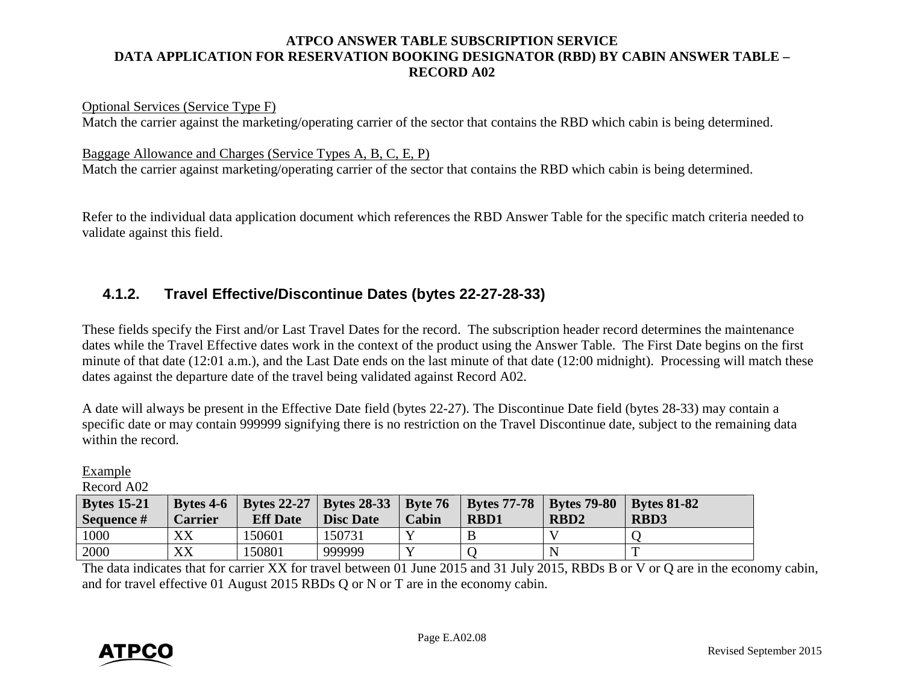Optional Services (Service Type F)
Match the carrier against the marketing/operating carrier of the sector that contains the RBD which cabin is being determined.

Baggage Allowance and Charges (Service Types A, B, C, E, P)
Match the carrier against marketing/operating carrier of the sector that contains the RBD which cabin is being determined.

Refer to the individual data application document which references the RBD Answer Table for the specific match criteria needed to validate against this field.

### 4.1.2. Travel Effective/Discontinue Dates (bytes 22-27-28-33)

These fields specify the First and/or Last Travel Dates for the record. The subscription header record determines the maintenance dates while the Travel Effective dates work in the context of the product using the Answer Table. The First Date begins on the first minute of that date (12:01 a.m.), and the Last Date ends on the last minute of that date (12:00 midnight). Processing will match these dates against the departure date of the travel being validated against Record A02.

A date will always be present in the Effective Date field (bytes 22-27). The Discontinue Date field (bytes 28-33) may contain a specific date or may contain 999999 signifying there is no restriction on the Travel Discontinue date, subject to the remaining data within the record.

Example
Record A02

| Bytes 15-21 Sequence # | Bytes 4-6 Carrier | Bytes 22-27 Eff Date | Bytes 28-33 Disc Date | Byte 76 Cabin | Bytes 77-78 RBD1 | Bytes 79-80 RBD2 | Bytes 81-82 RBD3 |
|---|---|---|---|---|---|---|---|
| 1000 | XX | 150601 | 150731 | Y | B | V | Q |
| 2000 | XX | 150801 | 999999 | Y | Q | N | T |

The data indicates that for carrier XX for travel between 01 June 2015 and 31 July 2015, RBDs B or V or Q are in the economy cabin, and for travel effective 01 August 2015 RBDs Q or N or T are in the economy cabin.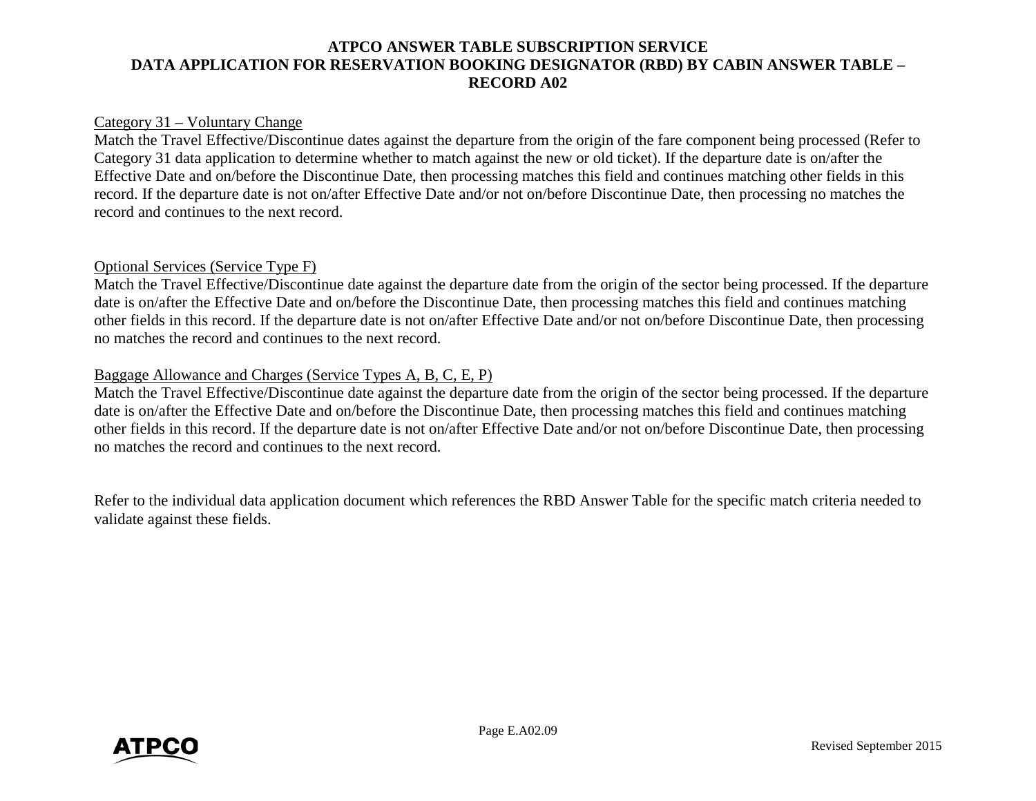Category 31 – Voluntary Change

Match the Travel Effective/Discontinue dates against the departure from the origin of the fare component being processed (Refer to Category 31 data application to determine whether to match against the new or old ticket). If the departure date is on/after the Effective Date and on/before the Discontinue Date, then processing matches this field and continues matching other fields in this record. If the departure date is not on/after Effective Date and/or not on/before Discontinue Date, then processing no matches the record and continues to the next record.

Optional Services (Service Type F)

Match the Travel Effective/Discontinue date against the departure date from the origin of the sector being processed. If the departure date is on/after the Effective Date and on/before the Discontinue Date, then processing matches this field and continues matching other fields in this record. If the departure date is not on/after Effective Date and/or not on/before Discontinue Date, then processing no matches the record and continues to the next record.

Baggage Allowance and Charges (Service Types A, B, C, E, P)

Match the Travel Effective/Discontinue date against the departure date from the origin of the sector being processed. If the departure date is on/after the Effective Date and on/before the Discontinue Date, then processing matches this field and continues matching other fields in this record. If the departure date is not on/after Effective Date and/or not on/before Discontinue Date, then processing no matches the record and continues to the next record.

Refer to the individual data application document which references the RBD Answer Table for the specific match criteria needed to validate against these fields.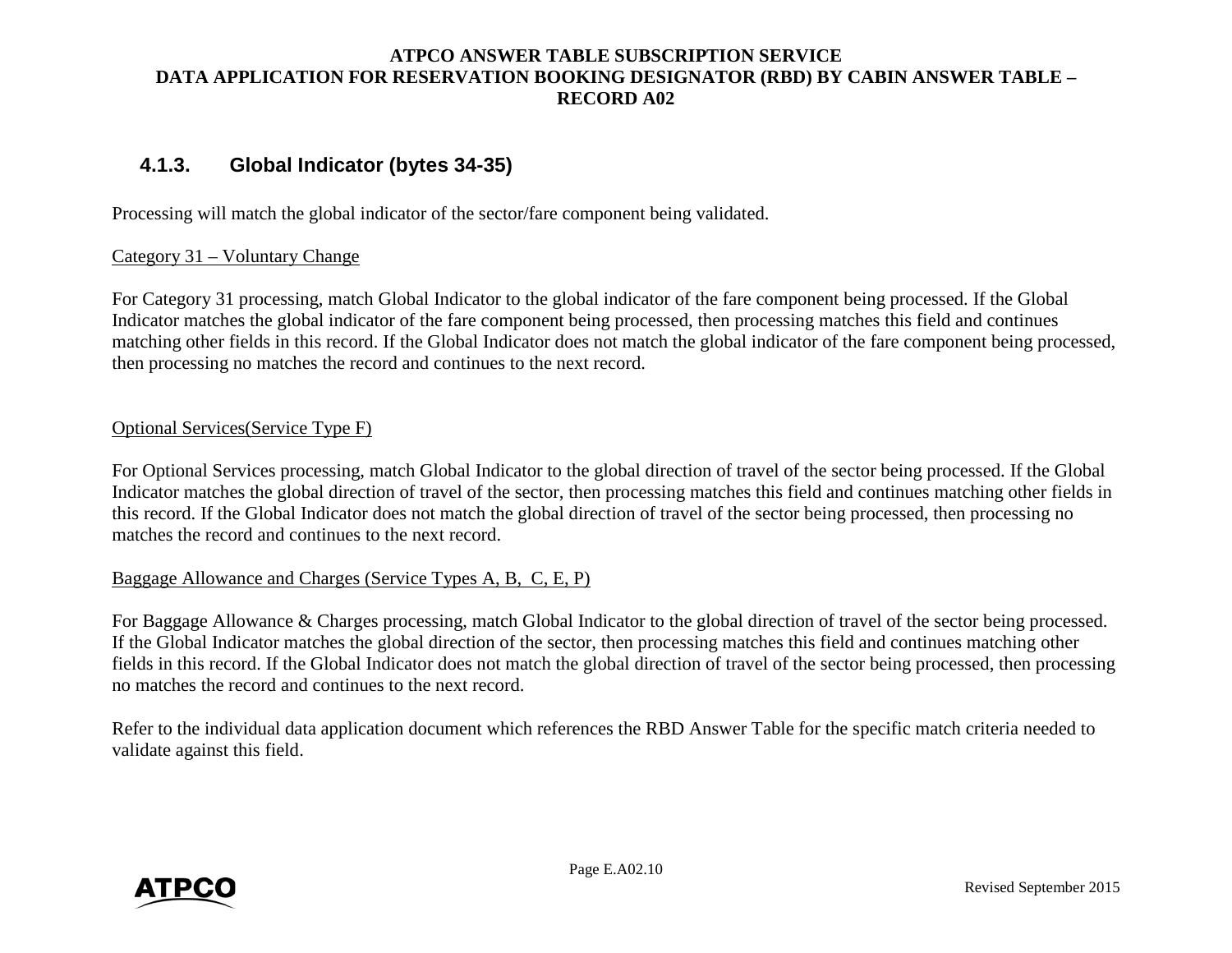### 4.1.3. Global Indicator (bytes 34-35)

Processing will match the global indicator of the sector/fare component being validated.

Category 31 – Voluntary Change

For Category 31 processing, match Global Indicator to the global indicator of the fare component being processed. If the Global Indicator matches the global indicator of the fare component being processed, then processing matches this field and continues matching other fields in this record. If the Global Indicator does not match the global indicator of the fare component being processed, then processing no matches the record and continues to the next record.

Optional Services(Service Type F)

For Optional Services processing, match Global Indicator to the global direction of travel of the sector being processed. If the Global Indicator matches the global direction of travel of the sector, then processing matches this field and continues matching other fields in this record. If the Global Indicator does not match the global direction of travel of the sector being processed, then processing no matches the record and continues to the next record.

Baggage Allowance and Charges (Service Types A, B, C, E, P)

For Baggage Allowance & Charges processing, match Global Indicator to the global direction of travel of the sector being processed. If the Global Indicator matches the global direction of the sector, then processing matches this field and continues matching other fields in this record. If the Global Indicator does not match the global direction of travel of the sector being processed, then processing no matches the record and continues to the next record.

Refer to the individual data application document which references the RBD Answer Table for the specific match criteria needed to validate against this field.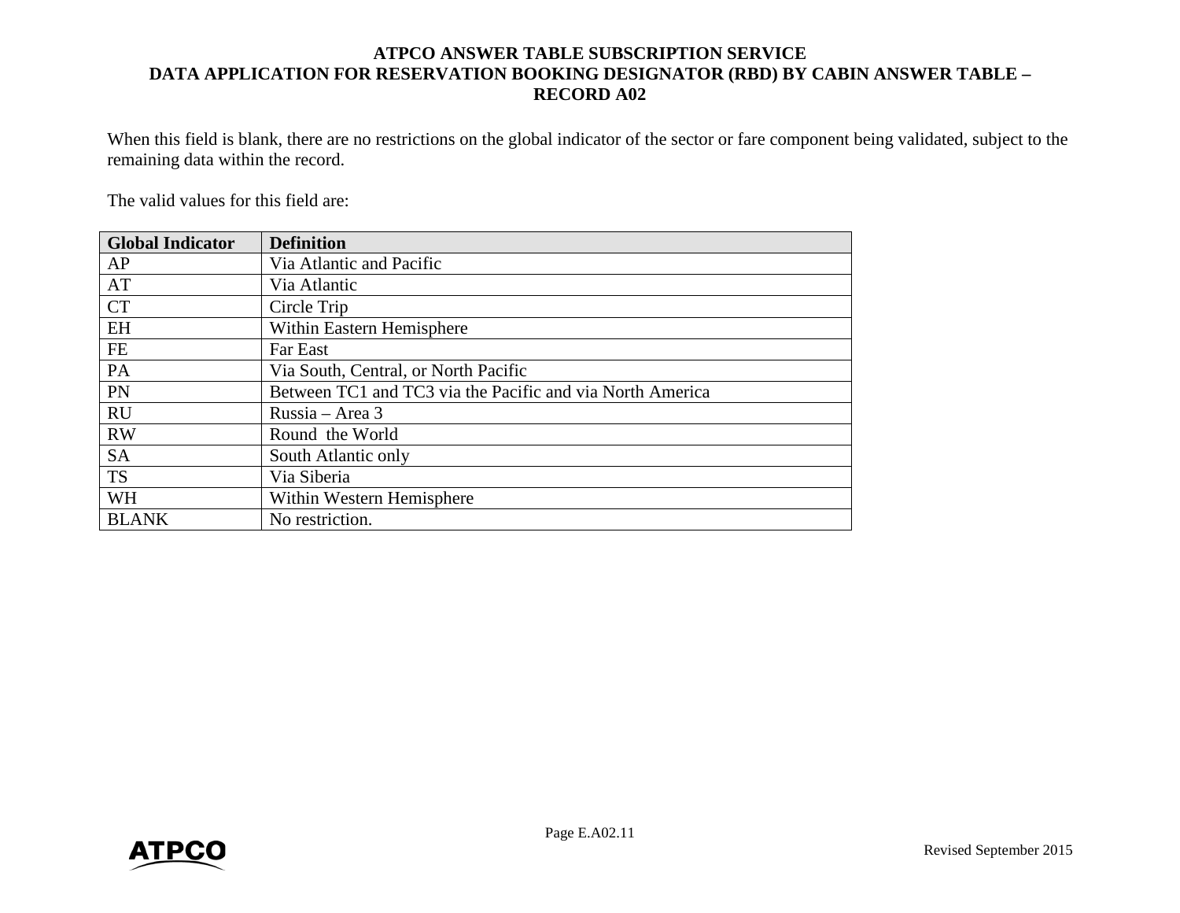When this field is blank, there are no restrictions on the global indicator of the sector or fare component being validated, subject to the remaining data within the record.

The valid values for this field are:

| Global Indicator | Definition |
|---|---|
| AP | Via Atlantic and Pacific |
| AT | Via Atlantic |
| CT | Circle Trip |
| EH | Within Eastern Hemisphere |
| FE | Far East |
| PA | Via South, Central, or North Pacific |
| PN | Between TC1 and TC3 via the Pacific and via North America |
| RU | Russia – Area 3 |
| RW | Round the World |
| SA | South Atlantic only |
| TS | Via Siberia |
| WH | Within Western Hemisphere |
| BLANK | No restriction. |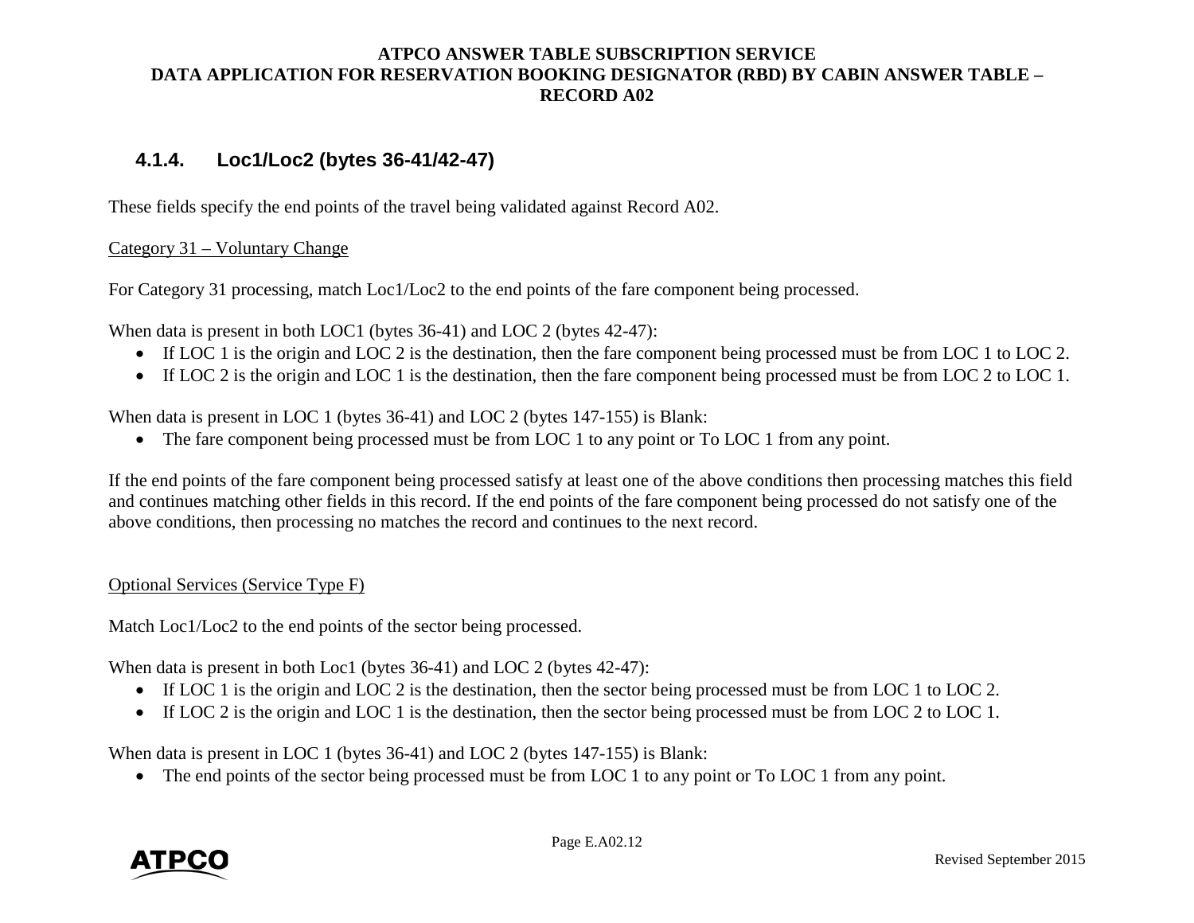### 4.1.4. Loc1/Loc2 (bytes 36-41/42-47)

These fields specify the end points of the travel being validated against Record A02.

<u>Category 31 – Voluntary Change</u>

For Category 31 processing, match Loc1/Loc2 to the end points of the fare component being processed.

When data is present in both LOC1 (bytes 36-41) and LOC 2 (bytes 42-47):

- If LOC 1 is the origin and LOC 2 is the destination, then the fare component being processed must be from LOC 1 to LOC 2.
- If LOC 2 is the origin and LOC 1 is the destination, then the fare component being processed must be from LOC 2 to LOC 1.

When data is present in LOC 1 (bytes 36-41) and LOC 2 (bytes 147-155) is Blank:

- The fare component being processed must be from LOC 1 to any point or To LOC 1 from any point.

If the end points of the fare component being processed satisfy at least one of the above conditions then processing matches this field and continues matching other fields in this record. If the end points of the fare component being processed do not satisfy one of the above conditions, then processing no matches the record and continues to the next record.

<u>Optional Services (Service Type F)</u>

Match Loc1/Loc2 to the end points of the sector being processed.

When data is present in both Loc1 (bytes 36-41) and LOC 2 (bytes 42-47):

- If LOC 1 is the origin and LOC 2 is the destination, then the sector being processed must be from LOC 1 to LOC 2.
- If LOC 2 is the origin and LOC 1 is the destination, then the sector being processed must be from LOC 2 to LOC 1.

When data is present in LOC 1 (bytes 36-41) and LOC 2 (bytes 147-155) is Blank:

- The end points of the sector being processed must be from LOC 1 to any point or To LOC 1 from any point.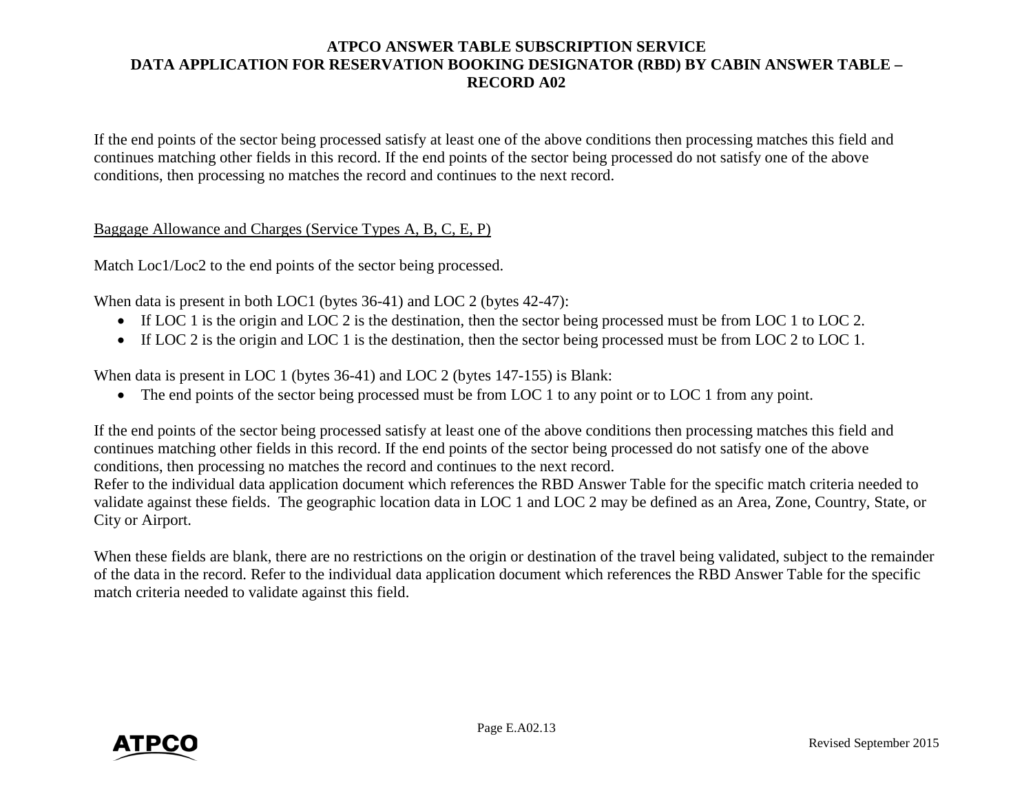If the end points of the sector being processed satisfy at least one of the above conditions then processing matches this field and continues matching other fields in this record. If the end points of the sector being processed do not satisfy one of the above conditions, then processing no matches the record and continues to the next record.

<u>Baggage Allowance and Charges (Service Types A, B, C, E, P)</u>

Match Loc1/Loc2 to the end points of the sector being processed.

When data is present in both LOC1 (bytes 36-41) and LOC 2 (bytes 42-47):

- If LOC 1 is the origin and LOC 2 is the destination, then the sector being processed must be from LOC 1 to LOC 2.
- If LOC 2 is the origin and LOC 1 is the destination, then the sector being processed must be from LOC 2 to LOC 1.

When data is present in LOC 1 (bytes 36-41) and LOC 2 (bytes 147-155) is Blank:

- The end points of the sector being processed must be from LOC 1 to any point or to LOC 1 from any point.

If the end points of the sector being processed satisfy at least one of the above conditions then processing matches this field and continues matching other fields in this record. If the end points of the sector being processed do not satisfy one of the above conditions, then processing no matches the record and continues to the next record.
Refer to the individual data application document which references the RBD Answer Table for the specific match criteria needed to validate against these fields. The geographic location data in LOC 1 and LOC 2 may be defined as an Area, Zone, Country, State, or City or Airport.

When these fields are blank, there are no restrictions on the origin or destination of the travel being validated, subject to the remainder of the data in the record. Refer to the individual data application document which references the RBD Answer Table for the specific match criteria needed to validate against this field.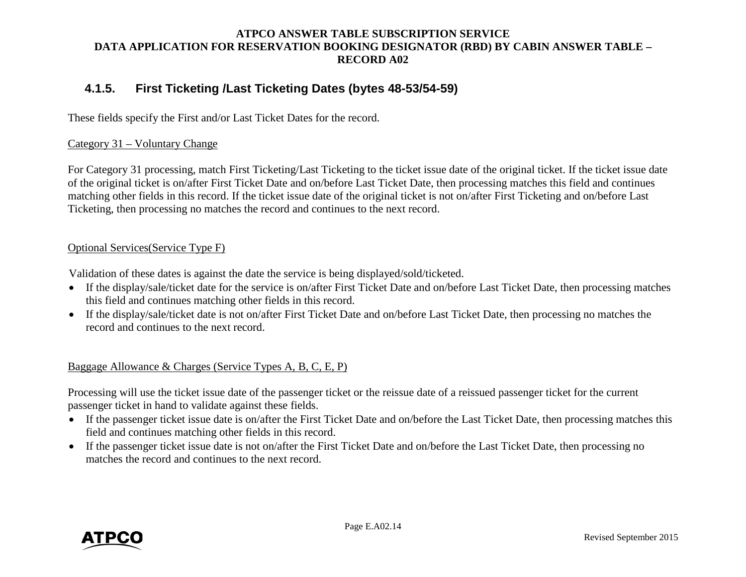### 4.1.5. First Ticketing /Last Ticketing Dates (bytes 48-53/54-59)

These fields specify the First and/or Last Ticket Dates for the record.

Category 31 – Voluntary Change

For Category 31 processing, match First Ticketing/Last Ticketing to the ticket issue date of the original ticket. If the ticket issue date of the original ticket is on/after First Ticket Date and on/before Last Ticket Date, then processing matches this field and continues matching other fields in this record. If the ticket issue date of the original ticket is not on/after First Ticketing and on/before Last Ticketing, then processing no matches the record and continues to the next record.

Optional Services(Service Type F)

Validation of these dates is against the date the service is being displayed/sold/ticketed.

- If the display/sale/ticket date for the service is on/after First Ticket Date and on/before Last Ticket Date, then processing matches this field and continues matching other fields in this record.
- If the display/sale/ticket date is not on/after First Ticket Date and on/before Last Ticket Date, then processing no matches the record and continues to the next record.

Baggage Allowance & Charges (Service Types A, B, C, E, P)

Processing will use the ticket issue date of the passenger ticket or the reissue date of a reissued passenger ticket for the current passenger ticket in hand to validate against these fields.

- If the passenger ticket issue date is on/after the First Ticket Date and on/before the Last Ticket Date, then processing matches this field and continues matching other fields in this record.
- If the passenger ticket issue date is not on/after the First Ticket Date and on/before the Last Ticket Date, then processing no matches the record and continues to the next record.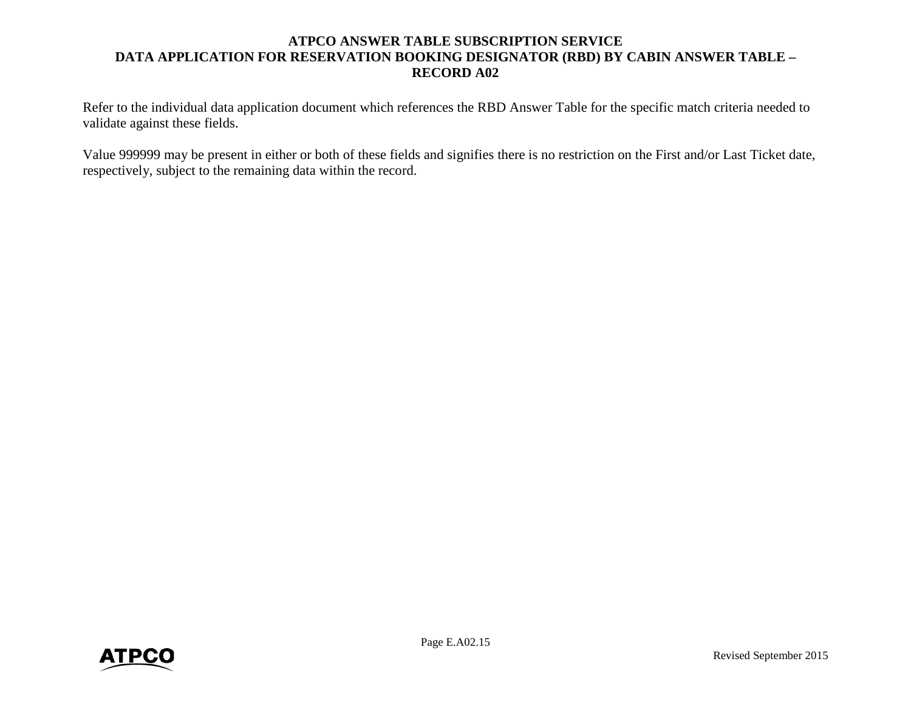Refer to the individual data application document which references the RBD Answer Table for the specific match criteria needed to validate against these fields.

Value 999999 may be present in either or both of these fields and signifies there is no restriction on the First and/or Last Ticket date, respectively, subject to the remaining data within the record.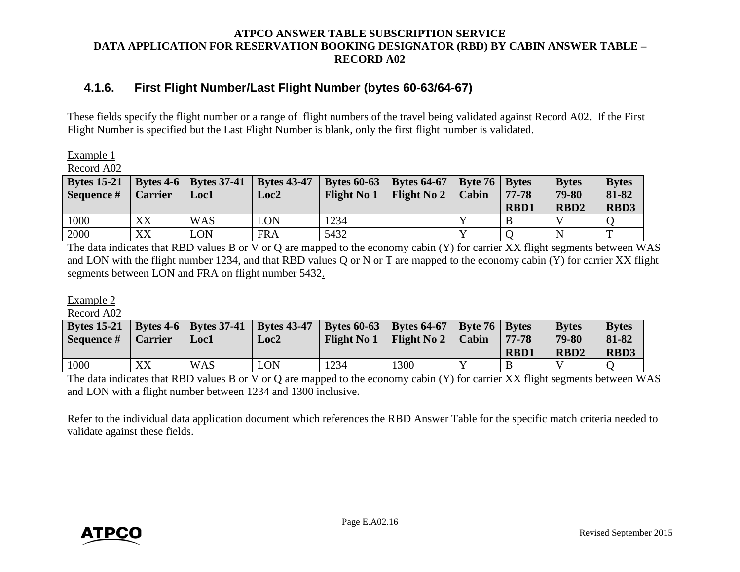### 4.1.6. First Flight Number/Last Flight Number (bytes 60-63/64-67)

These fields specify the flight number or a range of flight numbers of the travel being validated against Record A02. If the First Flight Number is specified but the Last Flight Number is blank, only the first flight number is validated.

Example 1
Record A02

| Bytes 15-21 Sequence # | Bytes 4-6 Carrier | Bytes 37-41 Loc1 | Bytes 43-47 Loc2 | Bytes 60-63 Flight No 1 | Bytes 64-67 Flight No 2 | Byte 76 Cabin | Bytes 77-78 RBD1 | Bytes 79-80 RBD2 | Bytes 81-82 RBD3 |
|---|---|---|---|---|---|---|---|---|---|
| 1000 | XX | WAS | LON | 1234 | | Y | B | V | Q |
| 2000 | XX | LON | FRA | 5432 | | Y | Q | N | T |

The data indicates that RBD values B or V or Q are mapped to the economy cabin (Y) for carrier XX flight segments between WAS and LON with the flight number 1234, and that RBD values Q or N or T are mapped to the economy cabin (Y) for carrier XX flight segments between LON and FRA on flight number 5432.

Example 2
Record A02

| Bytes 15-21 Sequence # | Bytes 4-6 Carrier | Bytes 37-41 Loc1 | Bytes 43-47 Loc2 | Bytes 60-63 Flight No 1 | Bytes 64-67 Flight No 2 | Byte 76 Cabin | Bytes 77-78 RBD1 | Bytes 79-80 RBD2 | Bytes 81-82 RBD3 |
|---|---|---|---|---|---|---|---|---|---|
| 1000 | XX | WAS | LON | 1234 | 1300 | Y | B | V | Q |

The data indicates that RBD values B or V or Q are mapped to the economy cabin (Y) for carrier XX flight segments between WAS and LON with a flight number between 1234 and 1300 inclusive.

Refer to the individual data application document which references the RBD Answer Table for the specific match criteria needed to validate against these fields.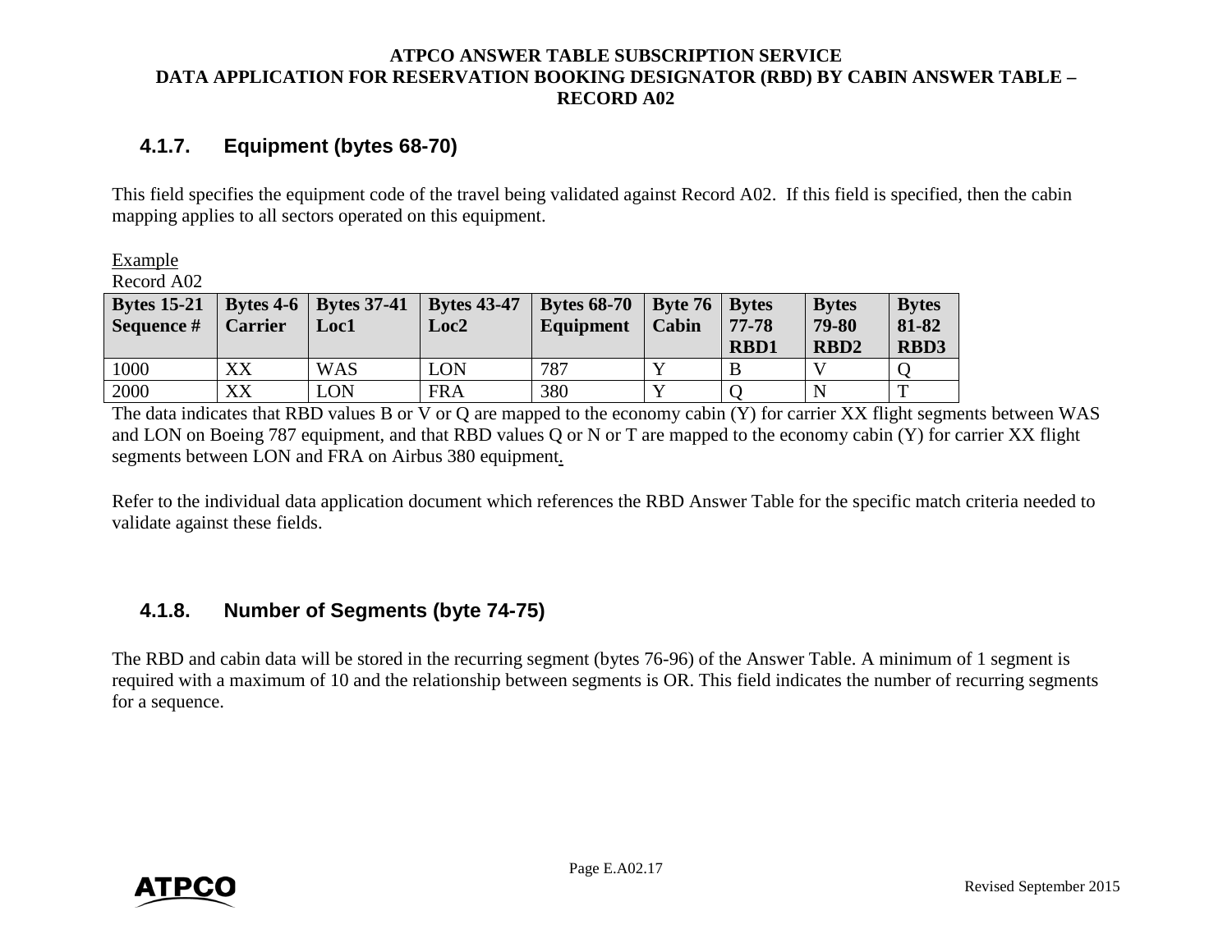### 4.1.7. Equipment (bytes 68-70)

This field specifies the equipment code of the travel being validated against Record A02. If this field is specified, then the cabin mapping applies to all sectors operated on this equipment.

Example

Record A02

| Bytes 15-21 Sequence # | Bytes 4-6 Carrier | Bytes 37-41 Loc1 | Bytes 43-47 Loc2 | Bytes 68-70 Equipment | Byte 76 Cabin | Bytes 77-78 RBD1 | Bytes 79-80 RBD2 | Bytes 81-82 RBD3 |
|---|---|---|---|---|---|---|---|---|
| 1000 | XX | WAS | LON | 787 | Y | B | V | Q |
| 2000 | XX | LON | FRA | 380 | Y | Q | N | T |

The data indicates that RBD values B or V or Q are mapped to the economy cabin (Y) for carrier XX flight segments between WAS and LON on Boeing 787 equipment, and that RBD values Q or N or T are mapped to the economy cabin (Y) for carrier XX flight segments between LON and FRA on Airbus 380 equipment.

Refer to the individual data application document which references the RBD Answer Table for the specific match criteria needed to validate against these fields.

### 4.1.8. Number of Segments (byte 74-75)

The RBD and cabin data will be stored in the recurring segment (bytes 76-96) of the Answer Table. A minimum of 1 segment is required with a maximum of 10 and the relationship between segments is OR. This field indicates the number of recurring segments for a sequence.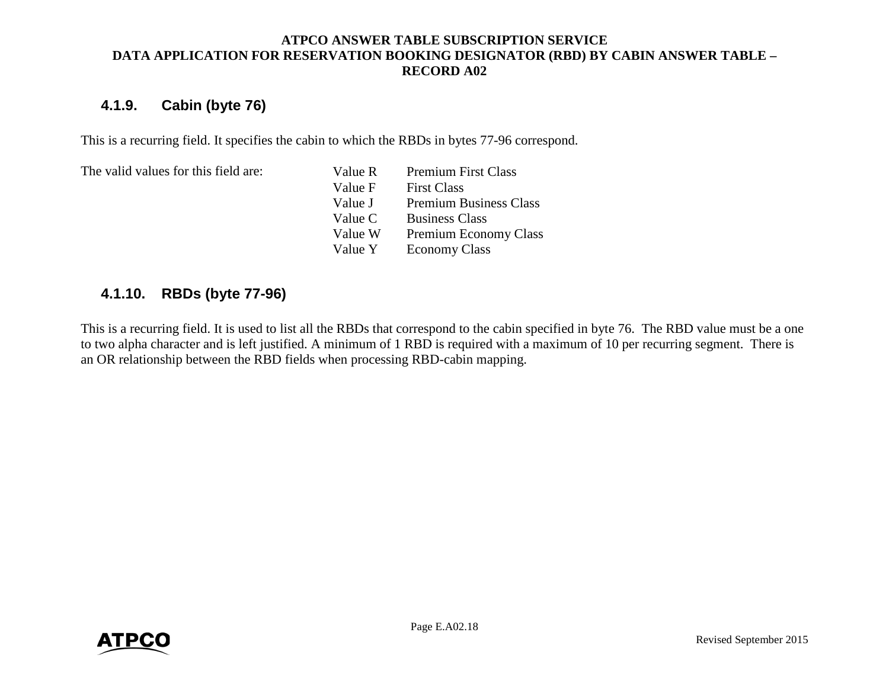### 4.1.9. Cabin (byte 76)

This is a recurring field. It specifies the cabin to which the RBDs in bytes 77-96 correspond.

The valid values for this field are:

| Value | Description |
|---|---|
| Value R | Premium First Class |
| Value F | First Class |
| Value J | Premium Business Class |
| Value C | Business Class |
| Value W | Premium Economy Class |
| Value Y | Economy Class |

### 4.1.10. RBDs (byte 77-96)

This is a recurring field. It is used to list all the RBDs that correspond to the cabin specified in byte 76. The RBD value must be a one to two alpha character and is left justified. A minimum of 1 RBD is required with a maximum of 10 per recurring segment. There is an OR relationship between the RBD fields when processing RBD-cabin mapping.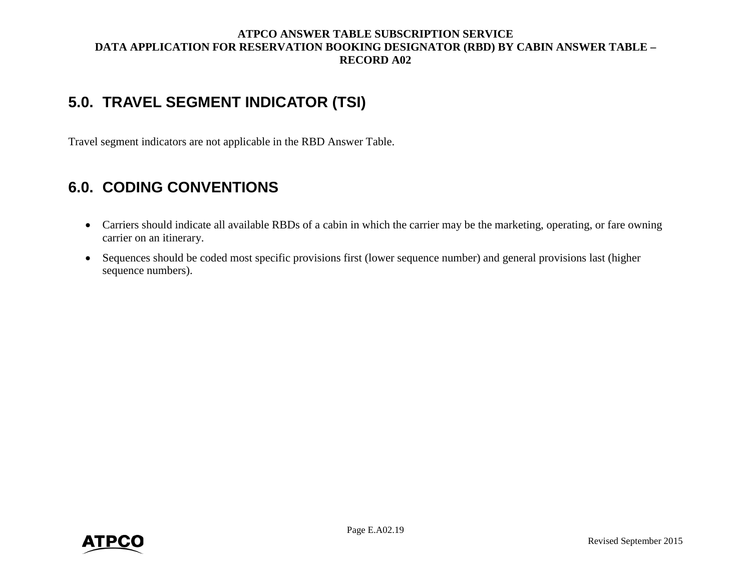## 5.0. TRAVEL SEGMENT INDICATOR (TSI)

Travel segment indicators are not applicable in the RBD Answer Table.

## 6.0. CODING CONVENTIONS

- Carriers should indicate all available RBDs of a cabin in which the carrier may be the marketing, operating, or fare owning carrier on an itinerary.
- Sequences should be coded most specific provisions first (lower sequence number) and general provisions last (higher sequence numbers).